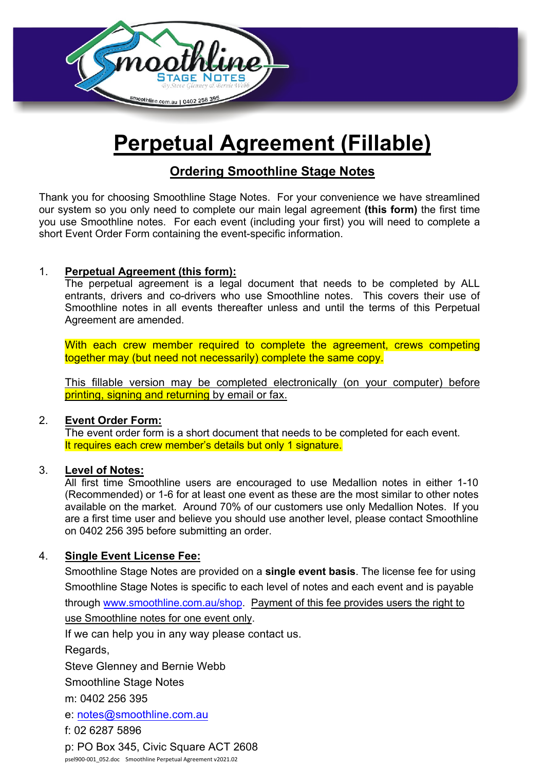# Perpetual Agreement (Fillable)

## Ordering Smoothline Stage Notes

Thank you for choosing Smoothline Stage Notes. For your convenience we have streamlined our system so you only need to complete our main legal agreement **(this form)** the first time you use Smoothline notes. For each event (including your first) you will need to complete a short Event Order Form containing the event-specific information.

1. **Perpetual Agreement (this form):**
   The perpetual agreement is a legal document that needs to be completed by ALL entrants, drivers and co-drivers who use Smoothline notes. This covers their use of Smoothline notes in all events thereafter unless and until the terms of this Perpetual Agreement are amended.

   With each crew member required to complete the agreement, crews competing together may (but need not necessarily) complete the same copy.

   This fillable version may be completed electronically (on your computer) before printing, signing and returning by email or fax.

2. **Event Order Form:**
   The event order form is a short document that needs to be completed for each event. It requires each crew member's details but only 1 signature.

3. **Level of Notes:**
   All first time Smoothline users are encouraged to use Medallion notes in either 1-10 (Recommended) or 1-6 for at least one event as these are the most similar to other notes available on the market. Around 70% of our customers use only Medallion Notes. If you are a first time user and believe you should use another level, please contact Smoothline on 0402 256 395 before submitting an order.

4. **Single Event License Fee:**
   Smoothline Stage Notes are provided on a **single event basis**. The license fee for using Smoothline Stage Notes is specific to each level of notes and each event and is payable through www.smoothline.com.au/shop. Payment of this fee provides users the right to use Smoothline notes for one event only.

   If we can help you in any way please contact us.

   Regards,

   Steve Glenney and Bernie Webb

   Smoothline Stage Notes

   m: 0402 256 395

   e: notes@smoothline.com.au

   f: 02 6287 5896

   p: PO Box 345, Civic Square ACT 2608

psel900-001_052.doc Smoothline Perpetual Agreement v2021.02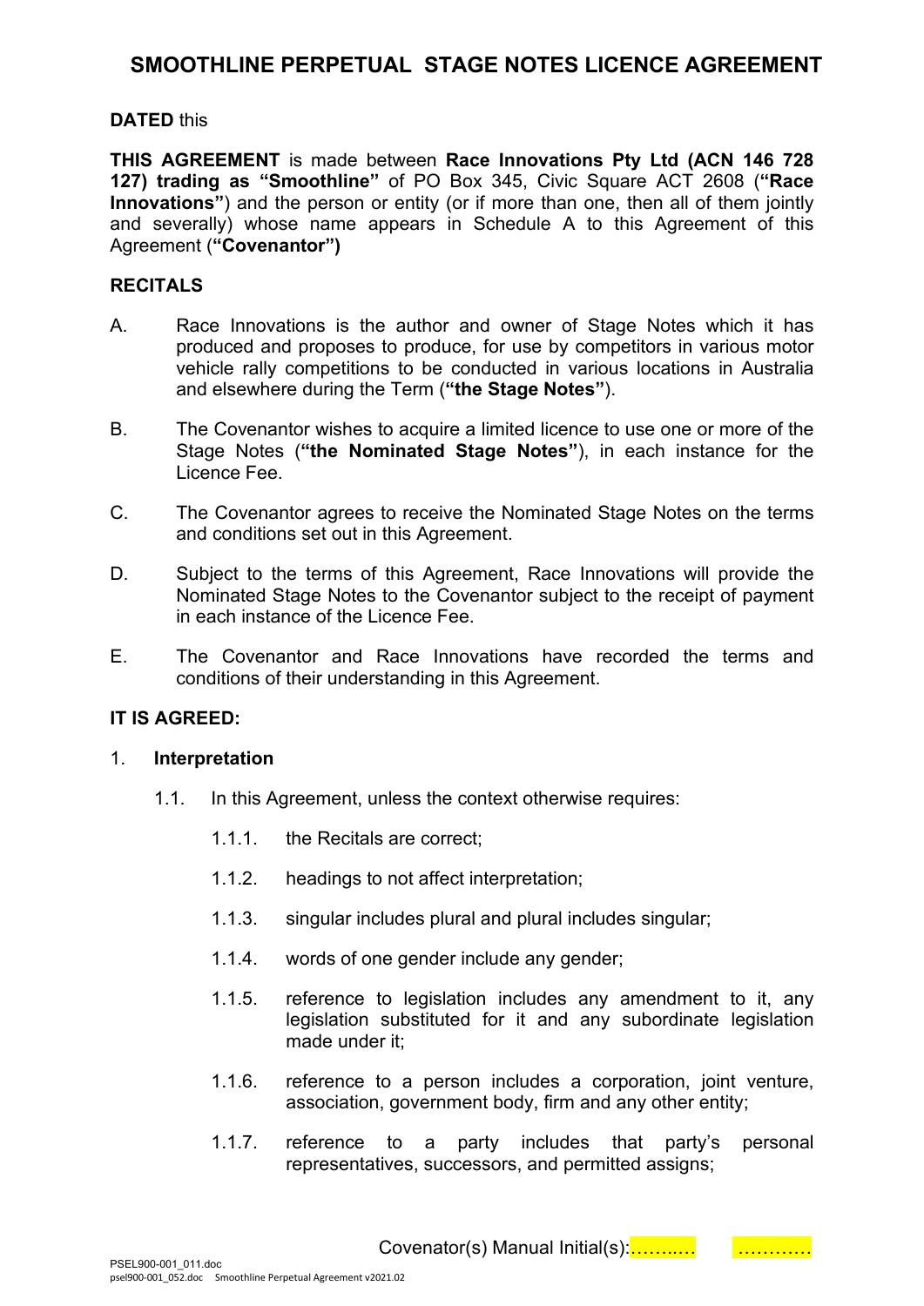# SMOOTHLINE PERPETUAL STAGE NOTES LICENCE AGREEMENT

**DATED** this

**THIS AGREEMENT** is made between **Race Innovations Pty Ltd (ACN 146 728 127) trading as "Smoothline"** of PO Box 345, Civic Square ACT 2608 (**"Race Innovations"**) and the person or entity (or if more than one, then all of them jointly and severally) whose name appears in Schedule A to this Agreement of this Agreement (**"Covenantor")**

**RECITALS**

A. Race Innovations is the author and owner of Stage Notes which it has produced and proposes to produce, for use by competitors in various motor vehicle rally competitions to be conducted in various locations in Australia and elsewhere during the Term (**"the Stage Notes"**).

B. The Covenantor wishes to acquire a limited licence to use one or more of the Stage Notes (**"the Nominated Stage Notes"**), in each instance for the Licence Fee.

C. The Covenantor agrees to receive the Nominated Stage Notes on the terms and conditions set out in this Agreement.

D. Subject to the terms of this Agreement, Race Innovations will provide the Nominated Stage Notes to the Covenantor subject to the receipt of payment in each instance of the Licence Fee.

E. The Covenantor and Race Innovations have recorded the terms and conditions of their understanding in this Agreement.

**IT IS AGREED:**

1. **Interpretation**

   1.1. In this Agreement, unless the context otherwise requires:

   1.1.1. the Recitals are correct;

   1.1.2. headings to not affect interpretation;

   1.1.3. singular includes plural and plural includes singular;

   1.1.4. words of one gender include any gender;

   1.1.5. reference to legislation includes any amendment to it, any legislation substituted for it and any subordinate legislation made under it;

   1.1.6. reference to a person includes a corporation, joint venture, association, government body, firm and any other entity;

   1.1.7. reference to a party includes that party's personal representatives, successors, and permitted assigns;

Covenator(s) Manual Initial(s):……..…  …………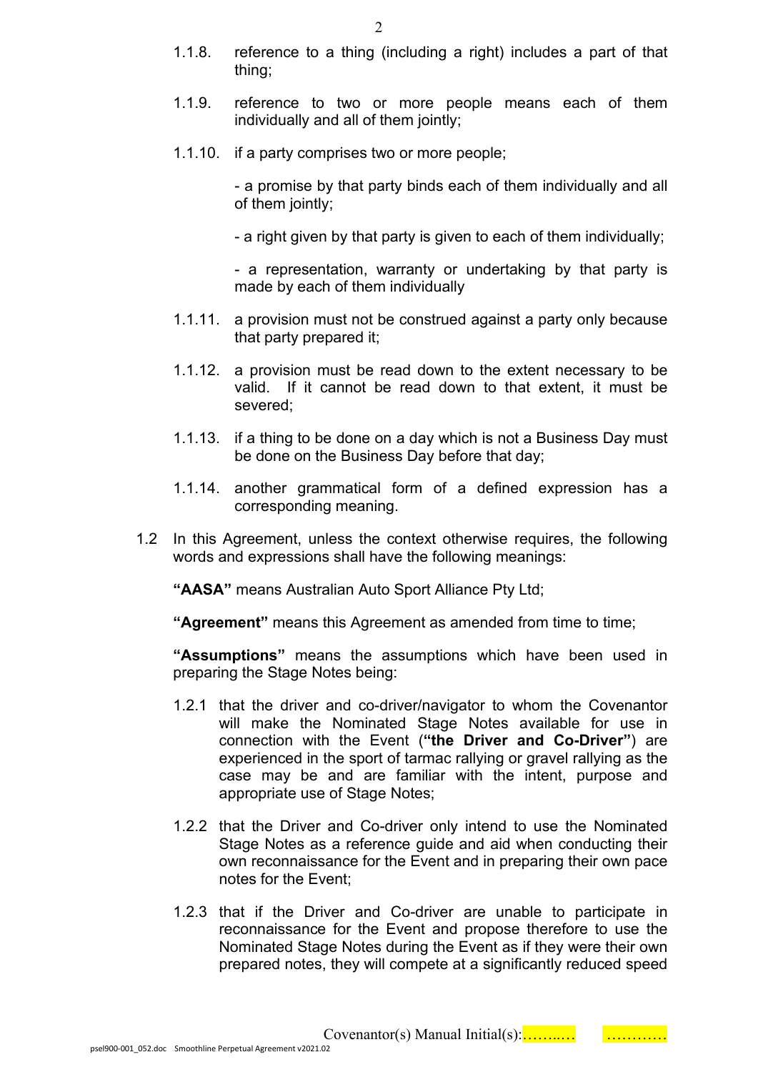1.1.8. reference to a thing (including a right) includes a part of that thing;

1.1.9. reference to two or more people means each of them individually and all of them jointly;

1.1.10. if a party comprises two or more people;

- a promise by that party binds each of them individually and all of them jointly;

- a right given by that party is given to each of them individually;

- a representation, warranty or undertaking by that party is made by each of them individually

1.1.11. a provision must not be construed against a party only because that party prepared it;

1.1.12. a provision must be read down to the extent necessary to be valid. If it cannot be read down to that extent, it must be severed;

1.1.13. if a thing to be done on a day which is not a Business Day must be done on the Business Day before that day;

1.1.14. another grammatical form of a defined expression has a corresponding meaning.

1.2 In this Agreement, unless the context otherwise requires, the following words and expressions shall have the following meanings:

**"AASA"** means Australian Auto Sport Alliance Pty Ltd;

**"Agreement"** means this Agreement as amended from time to time;

**"Assumptions"** means the assumptions which have been used in preparing the Stage Notes being:

1.2.1 that the driver and co-driver/navigator to whom the Covenantor will make the Nominated Stage Notes available for use in connection with the Event (**"the Driver and Co-Driver"**) are experienced in the sport of tarmac rallying or gravel rallying as the case may be and are familiar with the intent, purpose and appropriate use of Stage Notes;

1.2.2 that the Driver and Co-driver only intend to use the Nominated Stage Notes as a reference guide and aid when conducting their own reconnaissance for the Event and in preparing their own pace notes for the Event;

1.2.3 that if the Driver and Co-driver are unable to participate in reconnaissance for the Event and propose therefore to use the Nominated Stage Notes during the Event as if they were their own prepared notes, they will compete at a significantly reduced speed

Covenantor(s) Manual Initial(s):……..… …………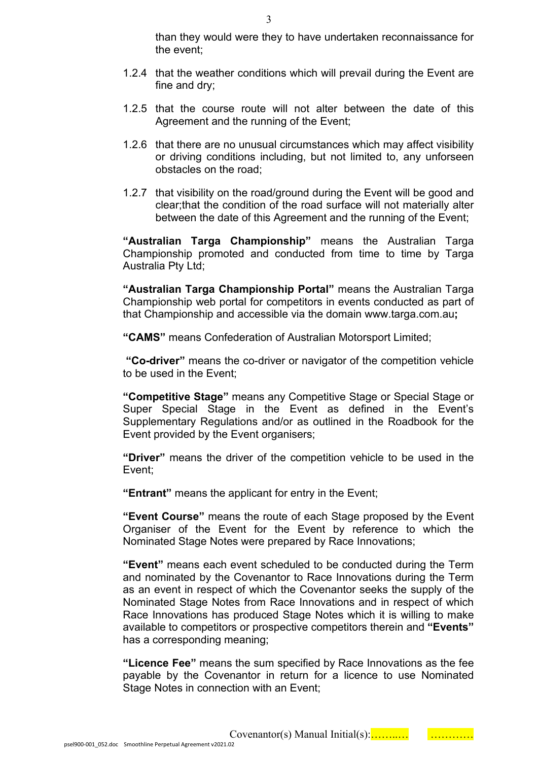than they would were they to have undertaken reconnaissance for the event;

1.2.4 that the weather conditions which will prevail during the Event are fine and dry;

1.2.5 that the course route will not alter between the date of this Agreement and the running of the Event;

1.2.6 that there are no unusual circumstances which may affect visibility or driving conditions including, but not limited to, any unforseen obstacles on the road;

1.2.7 that visibility on the road/ground during the Event will be good and clear;that the condition of the road surface will not materially alter between the date of this Agreement and the running of the Event;

**"Australian Targa Championship"** means the Australian Targa Championship promoted and conducted from time to time by Targa Australia Pty Ltd;

**"Australian Targa Championship Portal"** means the Australian Targa Championship web portal for competitors in events conducted as part of that Championship and accessible via the domain www.targa.com.au**;**

**"CAMS"** means Confederation of Australian Motorsport Limited;

**"Co-driver"** means the co-driver or navigator of the competition vehicle to be used in the Event;

**"Competitive Stage"** means any Competitive Stage or Special Stage or Super Special Stage in the Event as defined in the Event's Supplementary Regulations and/or as outlined in the Roadbook for the Event provided by the Event organisers;

**"Driver"** means the driver of the competition vehicle to be used in the Event;

**"Entrant"** means the applicant for entry in the Event;

**"Event Course"** means the route of each Stage proposed by the Event Organiser of the Event for the Event by reference to which the Nominated Stage Notes were prepared by Race Innovations;

**"Event"** means each event scheduled to be conducted during the Term and nominated by the Covenantor to Race Innovations during the Term as an event in respect of which the Covenantor seeks the supply of the Nominated Stage Notes from Race Innovations and in respect of which Race Innovations has produced Stage Notes which it is willing to make available to competitors or prospective competitors therein and **"Events"** has a corresponding meaning;

**"Licence Fee"** means the sum specified by Race Innovations as the fee payable by the Covenantor in return for a licence to use Nominated Stage Notes in connection with an Event;

Covenantor(s) Manual Initial(s):……..… …………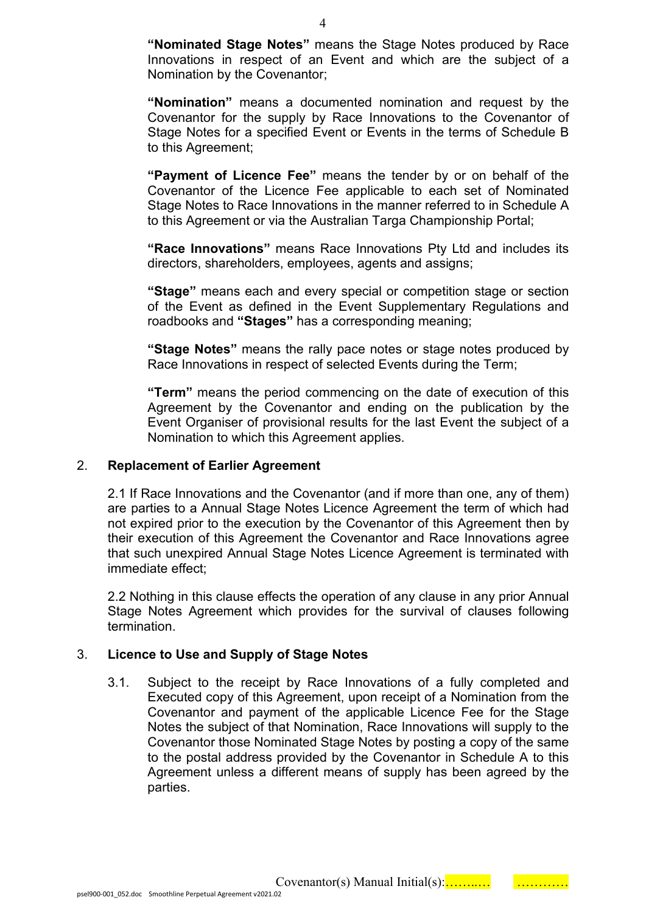**"Nominated Stage Notes"** means the Stage Notes produced by Race Innovations in respect of an Event and which are the subject of a Nomination by the Covenantor;

**"Nomination"** means a documented nomination and request by the Covenantor for the supply by Race Innovations to the Covenantor of Stage Notes for a specified Event or Events in the terms of Schedule B to this Agreement;

**"Payment of Licence Fee"** means the tender by or on behalf of the Covenantor of the Licence Fee applicable to each set of Nominated Stage Notes to Race Innovations in the manner referred to in Schedule A to this Agreement or via the Australian Targa Championship Portal;

**"Race Innovations"** means Race Innovations Pty Ltd and includes its directors, shareholders, employees, agents and assigns;

**"Stage"** means each and every special or competition stage or section of the Event as defined in the Event Supplementary Regulations and roadbooks and **"Stages"** has a corresponding meaning;

**"Stage Notes"** means the rally pace notes or stage notes produced by Race Innovations in respect of selected Events during the Term;

**"Term"** means the period commencing on the date of execution of this Agreement by the Covenantor and ending on the publication by the Event Organiser of provisional results for the last Event the subject of a Nomination to which this Agreement applies.

2. **Replacement of Earlier Agreement**

2.1 If Race Innovations and the Covenantor (and if more than one, any of them) are parties to a Annual Stage Notes Licence Agreement the term of which had not expired prior to the execution by the Covenantor of this Agreement then by their execution of this Agreement the Covenantor and Race Innovations agree that such unexpired Annual Stage Notes Licence Agreement is terminated with immediate effect;

2.2 Nothing in this clause effects the operation of any clause in any prior Annual Stage Notes Agreement which provides for the survival of clauses following termination.

3. **Licence to Use and Supply of Stage Notes**

3.1. Subject to the receipt by Race Innovations of a fully completed and Executed copy of this Agreement, upon receipt of a Nomination from the Covenantor and payment of the applicable Licence Fee for the Stage Notes the subject of that Nomination, Race Innovations will supply to the Covenantor those Nominated Stage Notes by posting a copy of the same to the postal address provided by the Covenantor in Schedule A to this Agreement unless a different means of supply has been agreed by the parties.

Covenantor(s) Manual Initial(s):……..… …………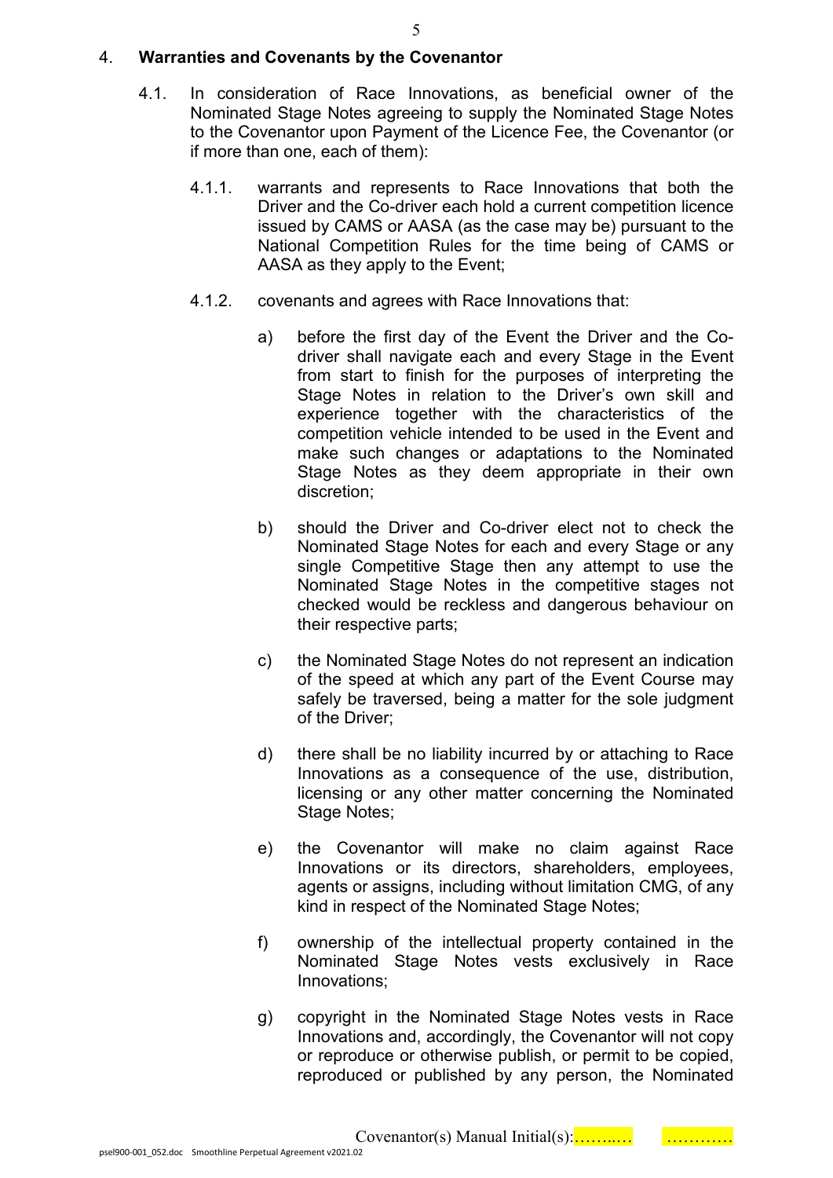## 4. Warranties and Covenants by the Covenantor

4.1. In consideration of Race Innovations, as beneficial owner of the Nominated Stage Notes agreeing to supply the Nominated Stage Notes to the Covenantor upon Payment of the Licence Fee, the Covenantor (or if more than one, each of them):

4.1.1. warrants and represents to Race Innovations that both the Driver and the Co-driver each hold a current competition licence issued by CAMS or AASA (as the case may be) pursuant to the National Competition Rules for the time being of CAMS or AASA as they apply to the Event;

4.1.2. covenants and agrees with Race Innovations that:

a) before the first day of the Event the Driver and the Co-driver shall navigate each and every Stage in the Event from start to finish for the purposes of interpreting the Stage Notes in relation to the Driver's own skill and experience together with the characteristics of the competition vehicle intended to be used in the Event and make such changes or adaptations to the Nominated Stage Notes as they deem appropriate in their own discretion;

b) should the Driver and Co-driver elect not to check the Nominated Stage Notes for each and every Stage or any single Competitive Stage then any attempt to use the Nominated Stage Notes in the competitive stages not checked would be reckless and dangerous behaviour on their respective parts;

c) the Nominated Stage Notes do not represent an indication of the speed at which any part of the Event Course may safely be traversed, being a matter for the sole judgment of the Driver;

d) there shall be no liability incurred by or attaching to Race Innovations as a consequence of the use, distribution, licensing or any other matter concerning the Nominated Stage Notes;

e) the Covenantor will make no claim against Race Innovations or its directors, shareholders, employees, agents or assigns, including without limitation CMG, of any kind in respect of the Nominated Stage Notes;

f) ownership of the intellectual property contained in the Nominated Stage Notes vests exclusively in Race Innovations;

g) copyright in the Nominated Stage Notes vests in Race Innovations and, accordingly, the Covenantor will not copy or reproduce or otherwise publish, or permit to be copied, reproduced or published by any person, the Nominated

Covenantor(s) Manual Initial(s):……..… …………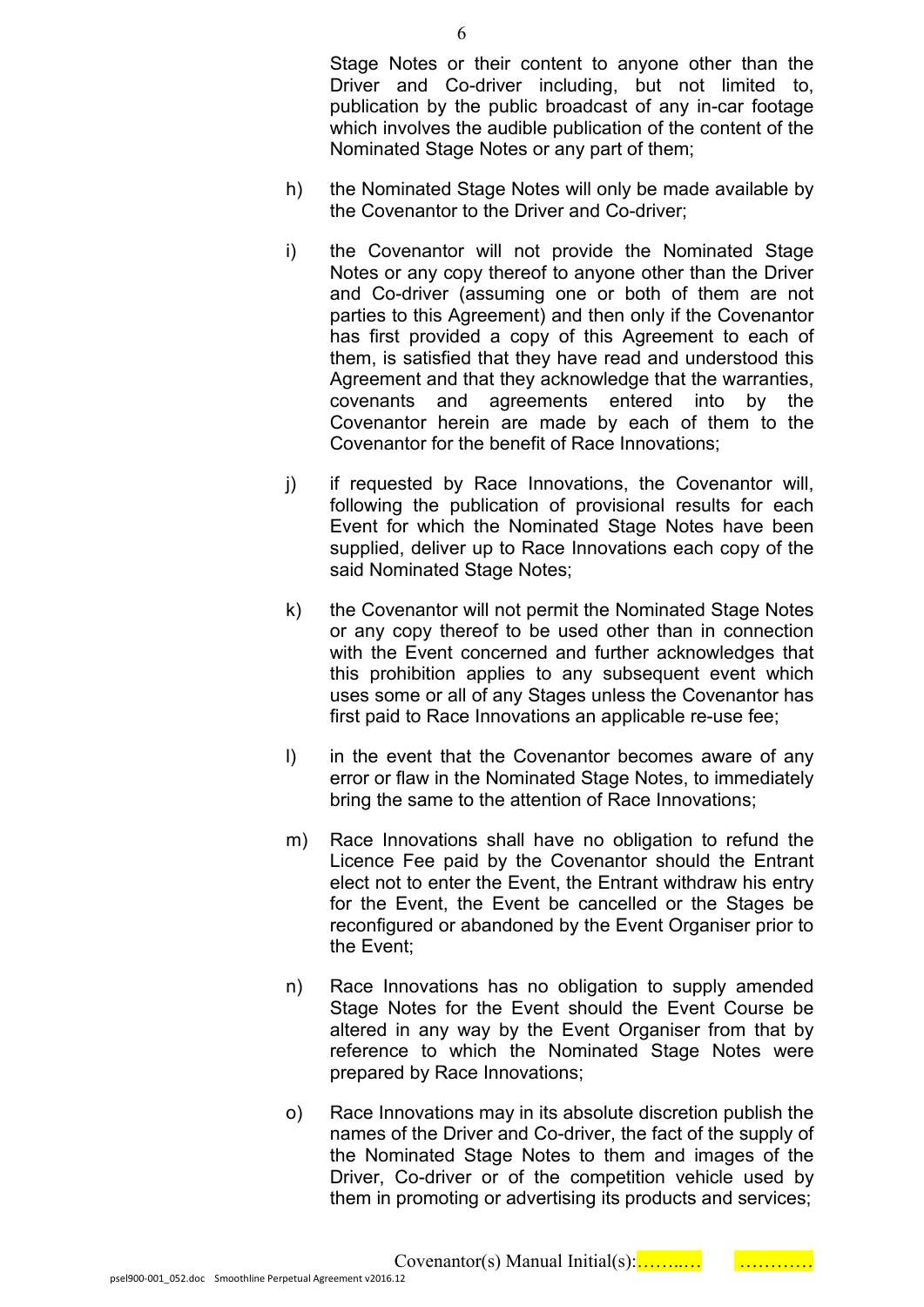Stage Notes or their content to anyone other than the Driver and Co-driver including, but not limited to, publication by the public broadcast of any in-car footage which involves the audible publication of the content of the Nominated Stage Notes or any part of them;

h) the Nominated Stage Notes will only be made available by the Covenantor to the Driver and Co-driver;

i) the Covenantor will not provide the Nominated Stage Notes or any copy thereof to anyone other than the Driver and Co-driver (assuming one or both of them are not parties to this Agreement) and then only if the Covenantor has first provided a copy of this Agreement to each of them, is satisfied that they have read and understood this Agreement and that they acknowledge that the warranties, covenants and agreements entered into by the Covenantor herein are made by each of them to the Covenantor for the benefit of Race Innovations;

j) if requested by Race Innovations, the Covenantor will, following the publication of provisional results for each Event for which the Nominated Stage Notes have been supplied, deliver up to Race Innovations each copy of the said Nominated Stage Notes;

k) the Covenantor will not permit the Nominated Stage Notes or any copy thereof to be used other than in connection with the Event concerned and further acknowledges that this prohibition applies to any subsequent event which uses some or all of any Stages unless the Covenantor has first paid to Race Innovations an applicable re-use fee;

l) in the event that the Covenantor becomes aware of any error or flaw in the Nominated Stage Notes, to immediately bring the same to the attention of Race Innovations;

m) Race Innovations shall have no obligation to refund the Licence Fee paid by the Covenantor should the Entrant elect not to enter the Event, the Entrant withdraw his entry for the Event, the Event be cancelled or the Stages be reconfigured or abandoned by the Event Organiser prior to the Event;

n) Race Innovations has no obligation to supply amended Stage Notes for the Event should the Event Course be altered in any way by the Event Organiser from that by reference to which the Nominated Stage Notes were prepared by Race Innovations;

o) Race Innovations may in its absolute discretion publish the names of the Driver and Co-driver, the fact of the supply of the Nominated Stage Notes to them and images of the Driver, Co-driver or of the competition vehicle used by them in promoting or advertising its products and services;

Covenantor(s) Manual Initial(s):……..… …………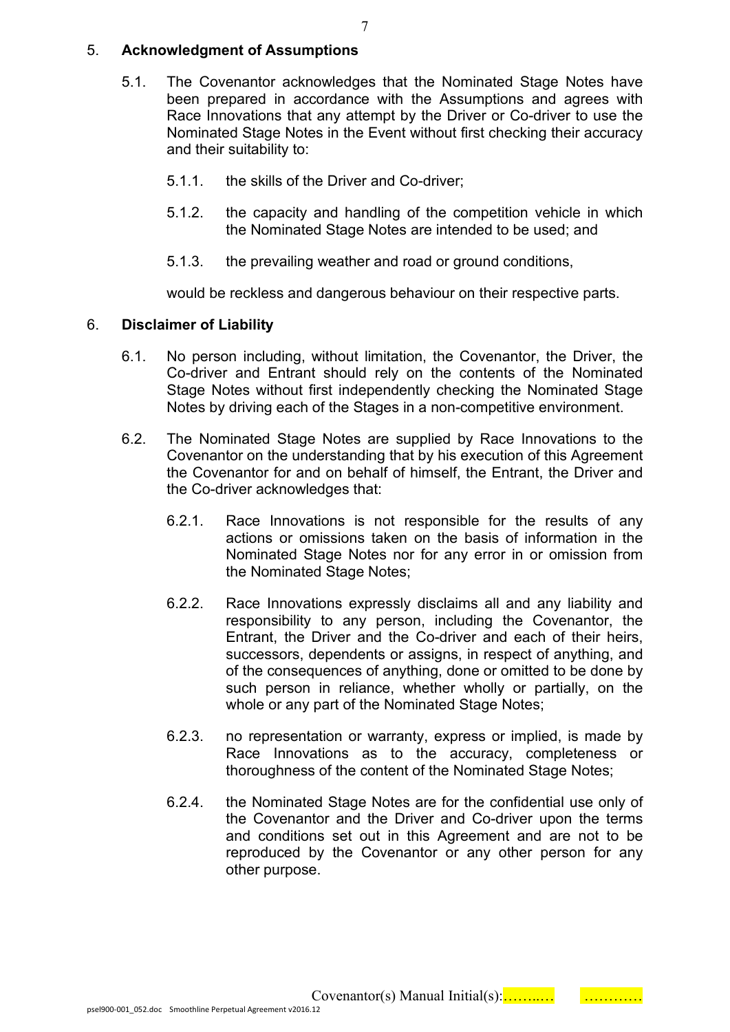## 5. Acknowledgment of Assumptions

5.1. The Covenantor acknowledges that the Nominated Stage Notes have been prepared in accordance with the Assumptions and agrees with Race Innovations that any attempt by the Driver or Co-driver to use the Nominated Stage Notes in the Event without first checking their accuracy and their suitability to:

5.1.1. the skills of the Driver and Co-driver;

5.1.2. the capacity and handling of the competition vehicle in which the Nominated Stage Notes are intended to be used; and

5.1.3. the prevailing weather and road or ground conditions,

would be reckless and dangerous behaviour on their respective parts.

## 6. Disclaimer of Liability

6.1. No person including, without limitation, the Covenantor, the Driver, the Co-driver and Entrant should rely on the contents of the Nominated Stage Notes without first independently checking the Nominated Stage Notes by driving each of the Stages in a non-competitive environment.

6.2. The Nominated Stage Notes are supplied by Race Innovations to the Covenantor on the understanding that by his execution of this Agreement the Covenantor for and on behalf of himself, the Entrant, the Driver and the Co-driver acknowledges that:

6.2.1. Race Innovations is not responsible for the results of any actions or omissions taken on the basis of information in the Nominated Stage Notes nor for any error in or omission from the Nominated Stage Notes;

6.2.2. Race Innovations expressly disclaims all and any liability and responsibility to any person, including the Covenantor, the Entrant, the Driver and the Co-driver and each of their heirs, successors, dependents or assigns, in respect of anything, and of the consequences of anything, done or omitted to be done by such person in reliance, whether wholly or partially, on the whole or any part of the Nominated Stage Notes;

6.2.3. no representation or warranty, express or implied, is made by Race Innovations as to the accuracy, completeness or thoroughness of the content of the Nominated Stage Notes;

6.2.4. the Nominated Stage Notes are for the confidential use only of the Covenantor and the Driver and Co-driver upon the terms and conditions set out in this Agreement and are not to be reproduced by the Covenantor or any other person for any other purpose.

Covenantor(s) Manual Initial(s):……..… …………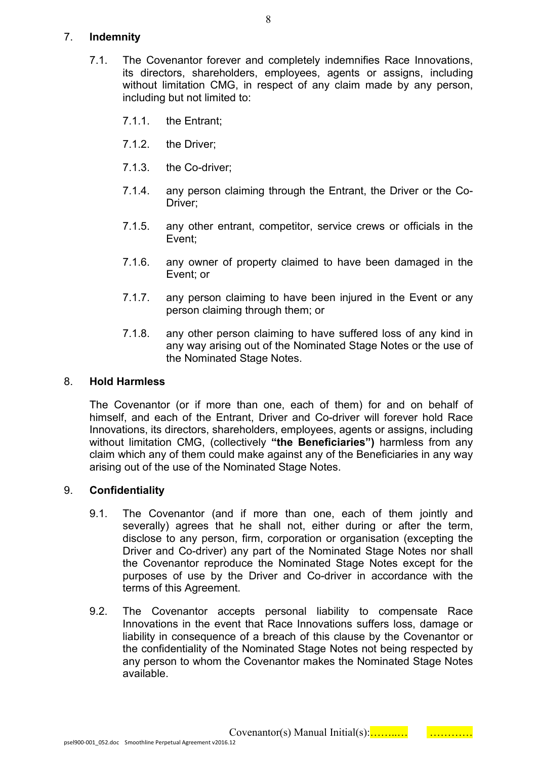## 7. Indemnity

7.1. The Covenantor forever and completely indemnifies Race Innovations, its directors, shareholders, employees, agents or assigns, including without limitation CMG, in respect of any claim made by any person, including but not limited to:

7.1.1. the Entrant;

7.1.2. the Driver;

7.1.3. the Co-driver;

7.1.4. any person claiming through the Entrant, the Driver or the Co-Driver;

7.1.5. any other entrant, competitor, service crews or officials in the Event;

7.1.6. any owner of property claimed to have been damaged in the Event; or

7.1.7. any person claiming to have been injured in the Event or any person claiming through them; or

7.1.8. any other person claiming to have suffered loss of any kind in any way arising out of the Nominated Stage Notes or the use of the Nominated Stage Notes.

## 8. Hold Harmless

The Covenantor (or if more than one, each of them) for and on behalf of himself, and each of the Entrant, Driver and Co-driver will forever hold Race Innovations, its directors, shareholders, employees, agents or assigns, including without limitation CMG, (collectively **"the Beneficiaries")** harmless from any claim which any of them could make against any of the Beneficiaries in any way arising out of the use of the Nominated Stage Notes.

## 9. Confidentiality

9.1. The Covenantor (and if more than one, each of them jointly and severally) agrees that he shall not, either during or after the term, disclose to any person, firm, corporation or organisation (excepting the Driver and Co-driver) any part of the Nominated Stage Notes nor shall the Covenantor reproduce the Nominated Stage Notes except for the purposes of use by the Driver and Co-driver in accordance with the terms of this Agreement.

9.2. The Covenantor accepts personal liability to compensate Race Innovations in the event that Race Innovations suffers loss, damage or liability in consequence of a breach of this clause by the Covenantor or the confidentiality of the Nominated Stage Notes not being respected by any person to whom the Covenantor makes the Nominated Stage Notes available.

Covenantor(s) Manual Initial(s):……..… …………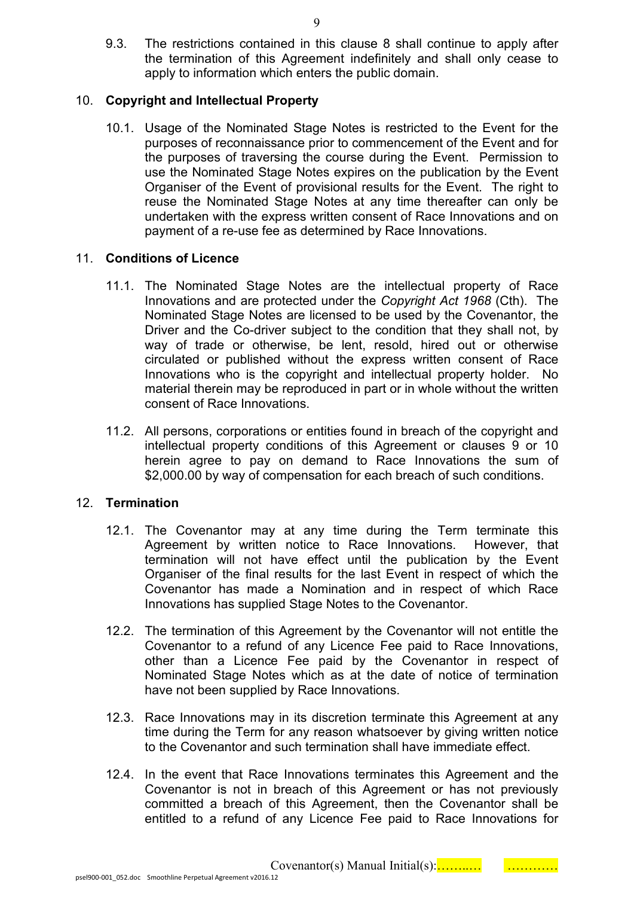9.3. The restrictions contained in this clause 8 shall continue to apply after the termination of this Agreement indefinitely and shall only cease to apply to information which enters the public domain.

## 10. Copyright and Intellectual Property

10.1. Usage of the Nominated Stage Notes is restricted to the Event for the purposes of reconnaissance prior to commencement of the Event and for the purposes of traversing the course during the Event. Permission to use the Nominated Stage Notes expires on the publication by the Event Organiser of the Event of provisional results for the Event. The right to reuse the Nominated Stage Notes at any time thereafter can only be undertaken with the express written consent of Race Innovations and on payment of a re-use fee as determined by Race Innovations.

## 11. Conditions of Licence

11.1. The Nominated Stage Notes are the intellectual property of Race Innovations and are protected under the *Copyright Act 1968* (Cth). The Nominated Stage Notes are licensed to be used by the Covenantor, the Driver and the Co-driver subject to the condition that they shall not, by way of trade or otherwise, be lent, resold, hired out or otherwise circulated or published without the express written consent of Race Innovations who is the copyright and intellectual property holder. No material therein may be reproduced in part or in whole without the written consent of Race Innovations.

11.2. All persons, corporations or entities found in breach of the copyright and intellectual property conditions of this Agreement or clauses 9 or 10 herein agree to pay on demand to Race Innovations the sum of $2,000.00 by way of compensation for each breach of such conditions.

## 12. Termination

12.1. The Covenantor may at any time during the Term terminate this Agreement by written notice to Race Innovations. However, that termination will not have effect until the publication by the Event Organiser of the final results for the last Event in respect of which the Covenantor has made a Nomination and in respect of which Race Innovations has supplied Stage Notes to the Covenantor.

12.2. The termination of this Agreement by the Covenantor will not entitle the Covenantor to a refund of any Licence Fee paid to Race Innovations, other than a Licence Fee paid by the Covenantor in respect of Nominated Stage Notes which as at the date of notice of termination have not been supplied by Race Innovations.

12.3. Race Innovations may in its discretion terminate this Agreement at any time during the Term for any reason whatsoever by giving written notice to the Covenantor and such termination shall have immediate effect.

12.4. In the event that Race Innovations terminates this Agreement and the Covenantor is not in breach of this Agreement or has not previously committed a breach of this Agreement, then the Covenantor shall be entitled to a refund of any Licence Fee paid to Race Innovations for

Covenantor(s) Manual Initial(s):……..… …………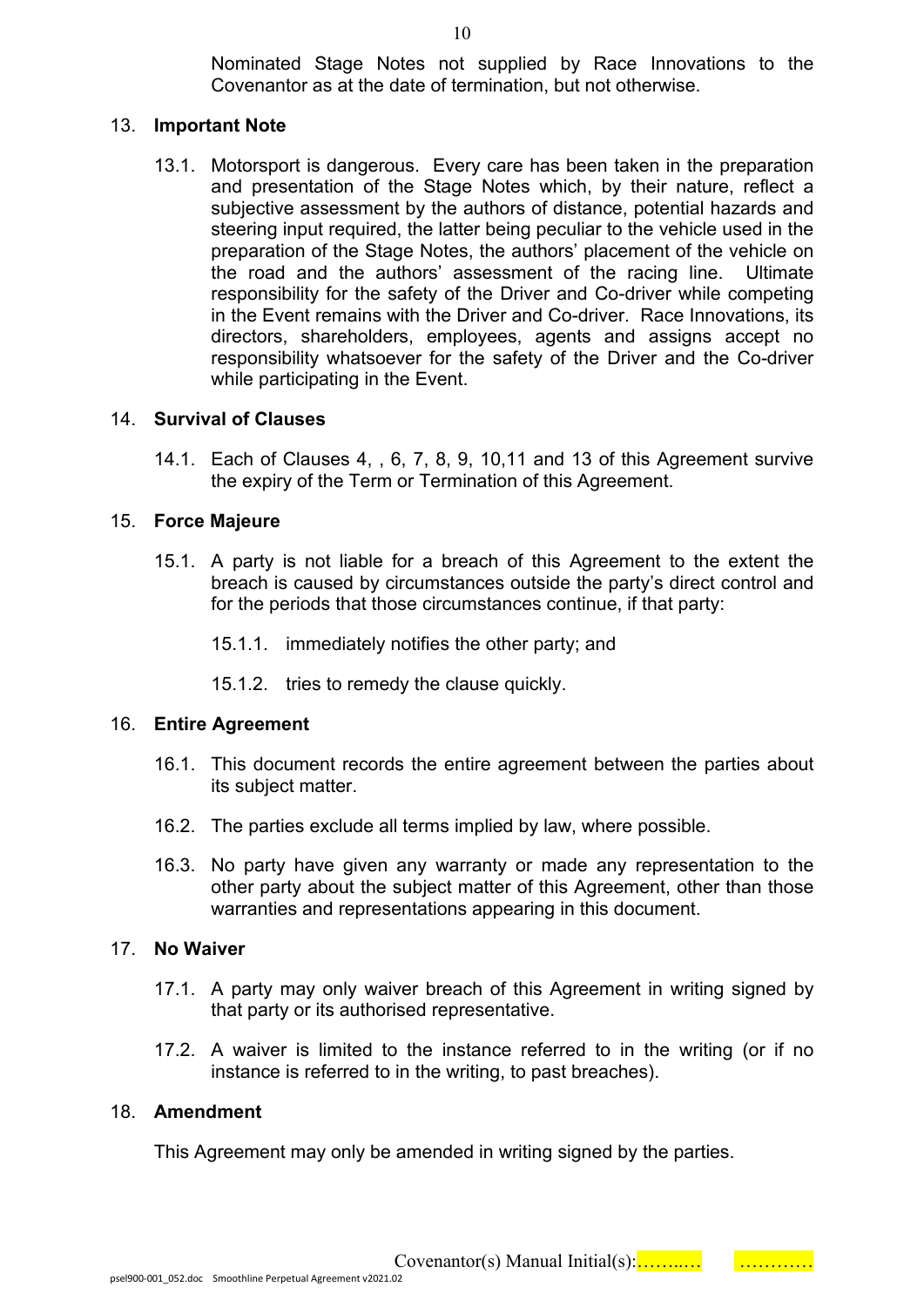Nominated Stage Notes not supplied by Race Innovations to the Covenantor as at the date of termination, but not otherwise.

## 13. **Important Note**

13.1. Motorsport is dangerous. Every care has been taken in the preparation and presentation of the Stage Notes which, by their nature, reflect a subjective assessment by the authors of distance, potential hazards and steering input required, the latter being peculiar to the vehicle used in the preparation of the Stage Notes, the authors' placement of the vehicle on the road and the authors' assessment of the racing line. Ultimate responsibility for the safety of the Driver and Co-driver while competing in the Event remains with the Driver and Co-driver. Race Innovations, its directors, shareholders, employees, agents and assigns accept no responsibility whatsoever for the safety of the Driver and the Co-driver while participating in the Event.

## 14. **Survival of Clauses**

14.1. Each of Clauses 4, , 6, 7, 8, 9, 10,11 and 13 of this Agreement survive the expiry of the Term or Termination of this Agreement.

## 15. **Force Majeure**

15.1. A party is not liable for a breach of this Agreement to the extent the breach is caused by circumstances outside the party's direct control and for the periods that those circumstances continue, if that party:

15.1.1. immediately notifies the other party; and

15.1.2. tries to remedy the clause quickly.

## 16. **Entire Agreement**

16.1. This document records the entire agreement between the parties about its subject matter.

16.2. The parties exclude all terms implied by law, where possible.

16.3. No party have given any warranty or made any representation to the other party about the subject matter of this Agreement, other than those warranties and representations appearing in this document.

## 17. **No Waiver**

17.1. A party may only waiver breach of this Agreement in writing signed by that party or its authorised representative.

17.2. A waiver is limited to the instance referred to in the writing (or if no instance is referred to in the writing, to past breaches).

## 18. **Amendment**

This Agreement may only be amended in writing signed by the parties.

Covenantor(s) Manual Initial(s):……..… …………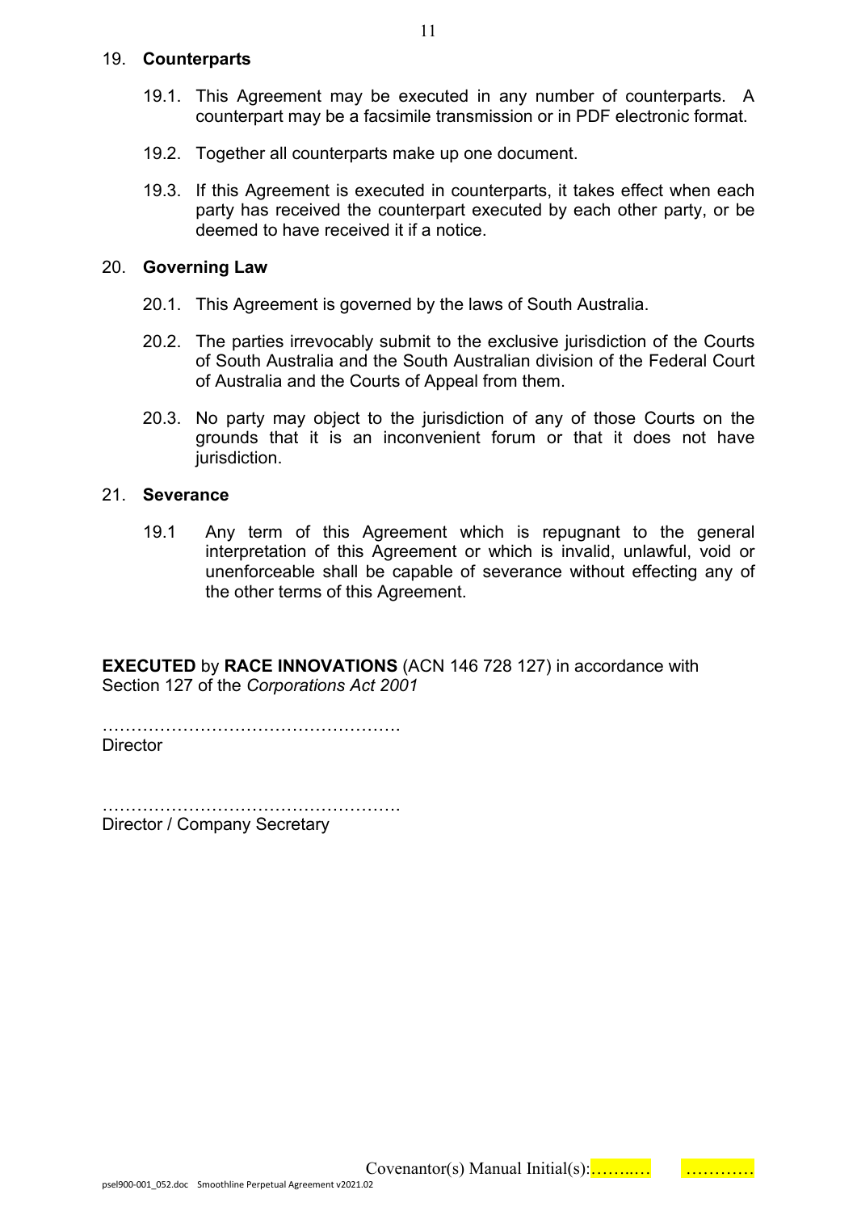## 19. **Counterparts**

19.1. This Agreement may be executed in any number of counterparts. A counterpart may be a facsimile transmission or in PDF electronic format.

19.2. Together all counterparts make up one document.

19.3. If this Agreement is executed in counterparts, it takes effect when each party has received the counterpart executed by each other party, or be deemed to have received it if a notice.

## 20. **Governing Law**

20.1. This Agreement is governed by the laws of South Australia.

20.2. The parties irrevocably submit to the exclusive jurisdiction of the Courts of South Australia and the South Australian division of the Federal Court of Australia and the Courts of Appeal from them.

20.3. No party may object to the jurisdiction of any of those Courts on the grounds that it is an inconvenient forum or that it does not have jurisdiction.

## 21. **Severance**

19.1 Any term of this Agreement which is repugnant to the general interpretation of this Agreement or which is invalid, unlawful, void or unenforceable shall be capable of severance without effecting any of the other terms of this Agreement.

**EXECUTED** by **RACE INNOVATIONS** (ACN 146 728 127) in accordance with Section 127 of the *Corporations Act 2001*

…………………………………………….
Director

…………………………………………….
Director / Company Secretary

Covenantor(s) Manual Initial(s):……..… …………

psel900-001_052.doc Smoothline Perpetual Agreement v2021.02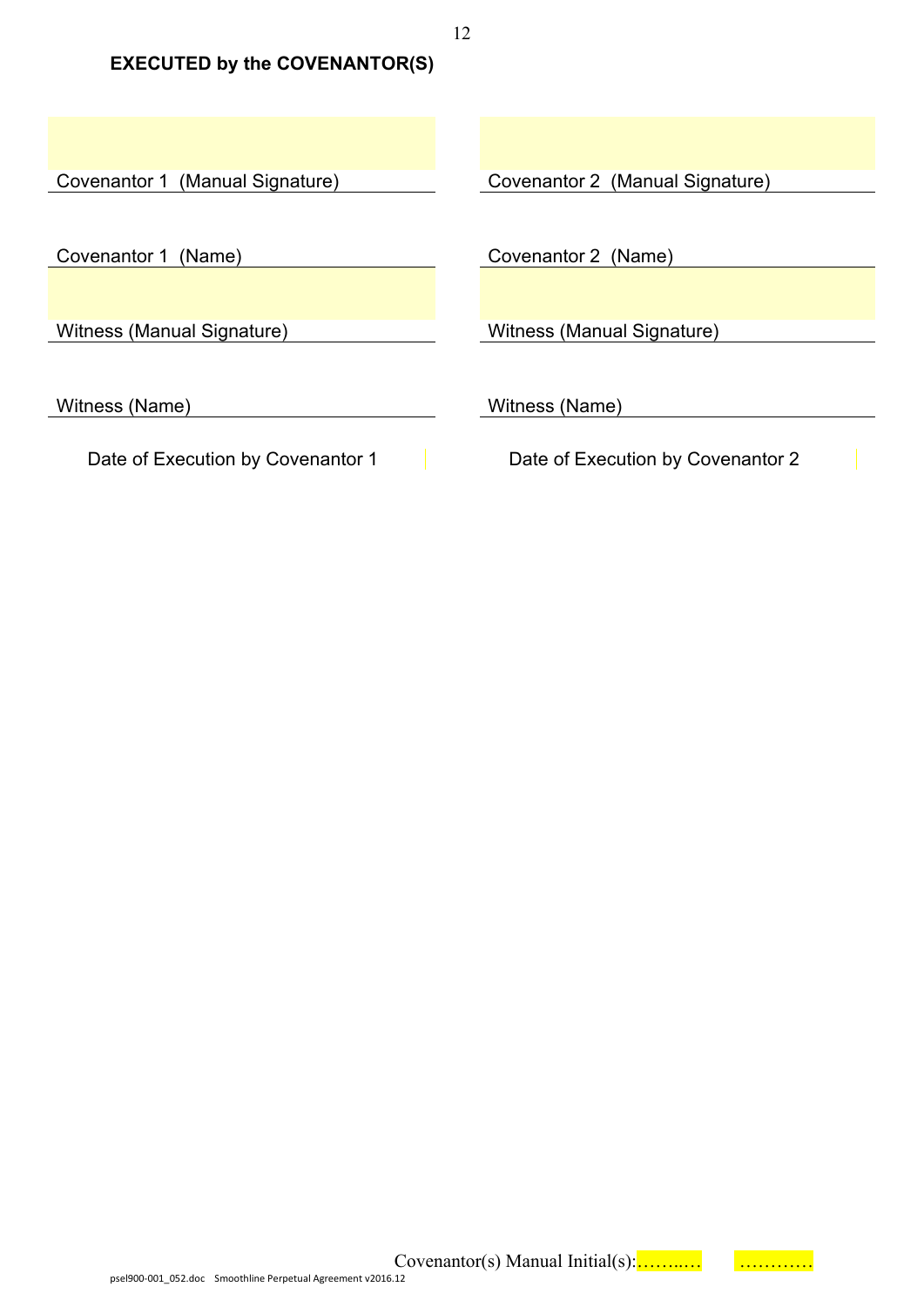**EXECUTED by the COVENANTOR(S)**

| | |
|---|---|
| Covenantor 1 (Manual Signature) | Covenantor 2 (Manual Signature) |
| Covenantor 1 (Name) | Covenantor 2 (Name) |
| Witness (Manual Signature) | Witness (Manual Signature) |
| Witness (Name) | Witness (Name) |
| Date of Execution by Covenantor 1 | Date of Execution by Covenantor 2 |

Covenantor(s) Manual Initial(s):……..… …………

psel900-001_052.doc Smoothline Perpetual Agreement v2016.12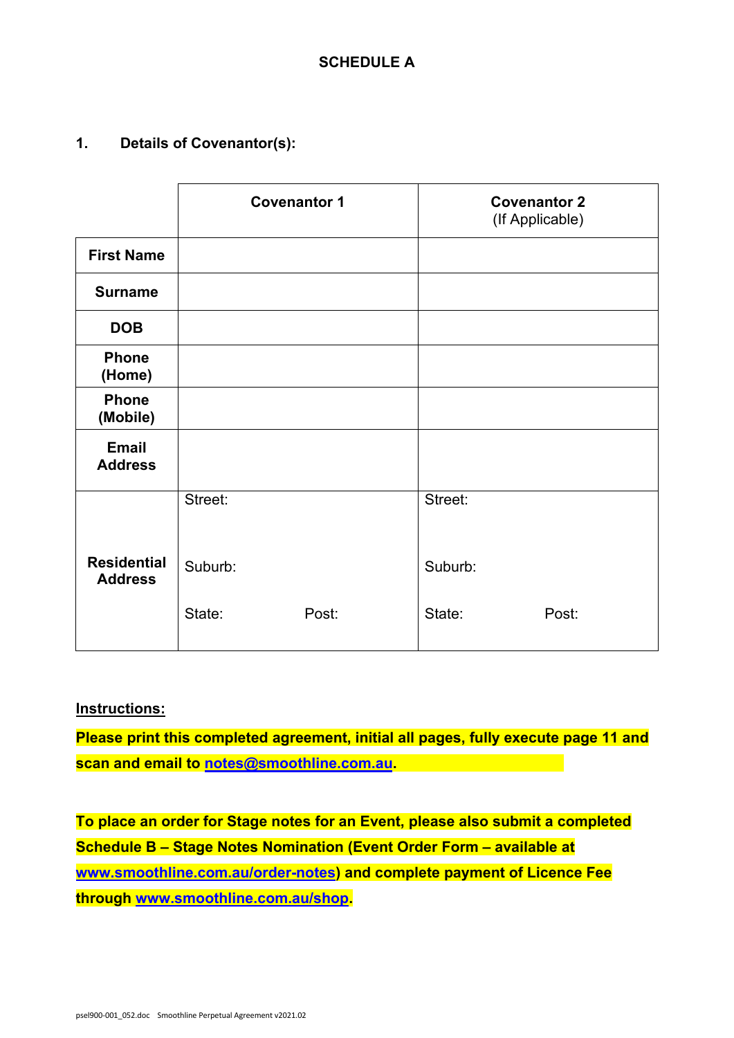## SCHEDULE A

### 1. Details of Covenantor(s):

| | **Covenantor 1** | **Covenantor 2** (If Applicable) |
|---|---|---|
| **First Name** | | |
| **Surname** | | |
| **DOB** | | |
| **Phone (Home)** | | |
| **Phone (Mobile)** | | |
| **Email Address** | | |
| **Residential Address** | Street:<br><br>Suburb:<br><br>State: Post: | Street:<br><br>Suburb:<br><br>State: Post: |

**Instructions:**

**Please print this completed agreement, initial all pages, fully execute page 11 and scan and email to notes@smoothline.com.au.**

**To place an order for Stage notes for an Event, please also submit a completed Schedule B – Stage Notes Nomination (Event Order Form – available at www.smoothline.com.au/order-notes) and complete payment of Licence Fee through www.smoothline.com.au/shop.**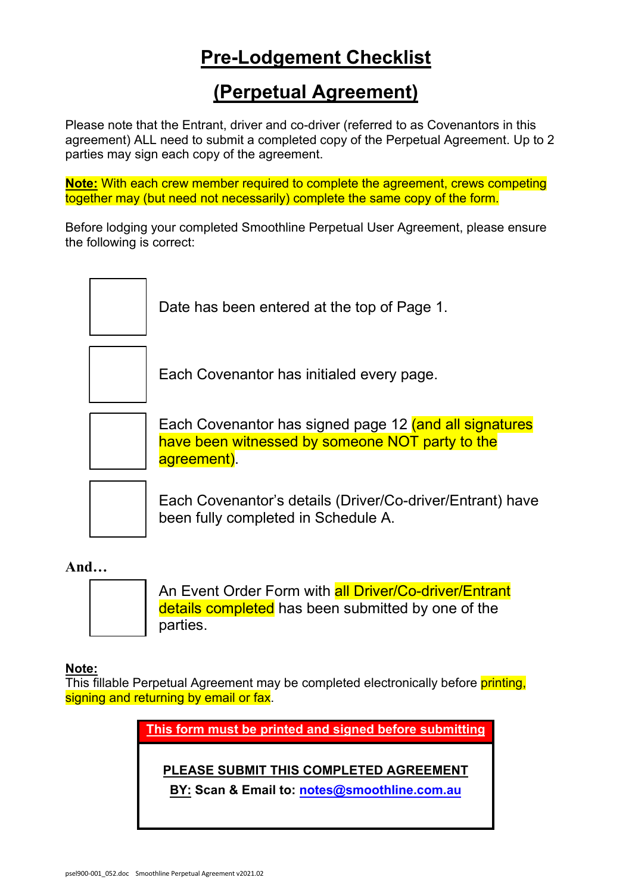# Pre-Lodgement Checklist

# (Perpetual Agreement)

Please note that the Entrant, driver and co-driver (referred to as Covenantors in this agreement) ALL need to submit a completed copy of the Perpetual Agreement. Up to 2 parties may sign each copy of the agreement.

**Note:** With each crew member required to complete the agreement, crews competing together may (but need not necessarily) complete the same copy of the form.

Before lodging your completed Smoothline Perpetual User Agreement, please ensure the following is correct:

- [ ] Date has been entered at the top of Page 1.
- [ ] Each Covenantor has initialed every page.
- [ ] Each Covenantor has signed page 12 (and all signatures have been witnessed by someone NOT party to the agreement).
- [ ] Each Covenantor's details (Driver/Co-driver/Entrant) have been fully completed in Schedule A.

**And…**

- [ ] An Event Order Form with all Driver/Co-driver/Entrant details completed has been submitted by one of the parties.

**Note:**
This fillable Perpetual Agreement may be completed electronically before printing, signing and returning by email or fax.

**This form must be printed and signed before submitting**

**PLEASE SUBMIT THIS COMPLETED AGREEMENT**

**BY: Scan & Email to: notes@smoothline.com.au**

psel900-001_052.doc Smoothline Perpetual Agreement v2021.02